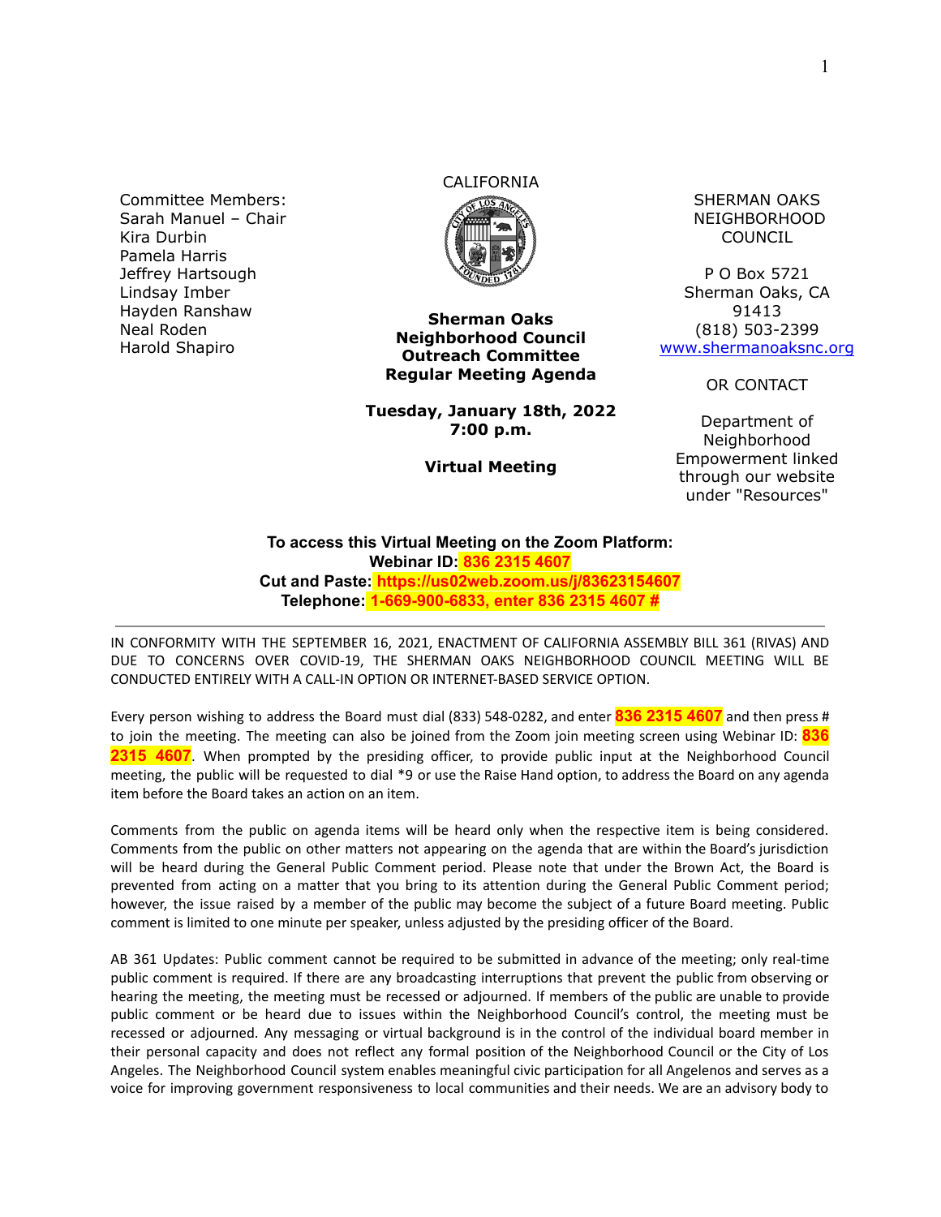Committee Members:
Sarah Manuel – Chair
Kira Durbin
Pamela Harris
Jeffrey Hartsough
Lindsay Imber
Hayden Ranshaw
Neal Roden
Harold Shapiro

CALIFORNIA

**Sherman Oaks Neighborhood Council Outreach Committee Regular Meeting Agenda**

**Tuesday, January 18th, 2022**
**7:00 p.m.**

**Virtual Meeting**

SHERMAN OAKS NEIGHBORHOOD COUNCIL

P O Box 5721
Sherman Oaks, CA 91413
(818) 503-2399
www.shermanoaksnc.org

OR CONTACT

Department of Neighborhood Empowerment linked through our website under "Resources"

**To access this Virtual Meeting on the Zoom Platform:**
**Webinar ID: 836 2315 4607**
**Cut and Paste: https://us02web.zoom.us/j/83623154607**
**Telephone: 1-669-900-6833, enter 836 2315 4607 #**

---

IN CONFORMITY WITH THE SEPTEMBER 16, 2021, ENACTMENT OF CALIFORNIA ASSEMBLY BILL 361 (RIVAS) AND DUE TO CONCERNS OVER COVID-19, THE SHERMAN OAKS NEIGHBORHOOD COUNCIL MEETING WILL BE CONDUCTED ENTIRELY WITH A CALL-IN OPTION OR INTERNET-BASED SERVICE OPTION.

Every person wishing to address the Board must dial (833) 548-0282, and enter **836 2315 4607** and then press # to join the meeting. The meeting can also be joined from the Zoom join meeting screen using Webinar ID: **836 2315 4607**. When prompted by the presiding officer, to provide public input at the Neighborhood Council meeting, the public will be requested to dial *9 or use the Raise Hand option, to address the Board on any agenda item before the Board takes an action on an item.

Comments from the public on agenda items will be heard only when the respective item is being considered. Comments from the public on other matters not appearing on the agenda that are within the Board's jurisdiction will be heard during the General Public Comment period. Please note that under the Brown Act, the Board is prevented from acting on a matter that you bring to its attention during the General Public Comment period; however, the issue raised by a member of the public may become the subject of a future Board meeting. Public comment is limited to one minute per speaker, unless adjusted by the presiding officer of the Board.

AB 361 Updates: Public comment cannot be required to be submitted in advance of the meeting; only real-time public comment is required. If there are any broadcasting interruptions that prevent the public from observing or hearing the meeting, the meeting must be recessed or adjourned. If members of the public are unable to provide public comment or be heard due to issues within the Neighborhood Council's control, the meeting must be recessed or adjourned. Any messaging or virtual background is in the control of the individual board member in their personal capacity and does not reflect any formal position of the Neighborhood Council or the City of Los Angeles. The Neighborhood Council system enables meaningful civic participation for all Angelenos and serves as a voice for improving government responsiveness to local communities and their needs. We are an advisory body to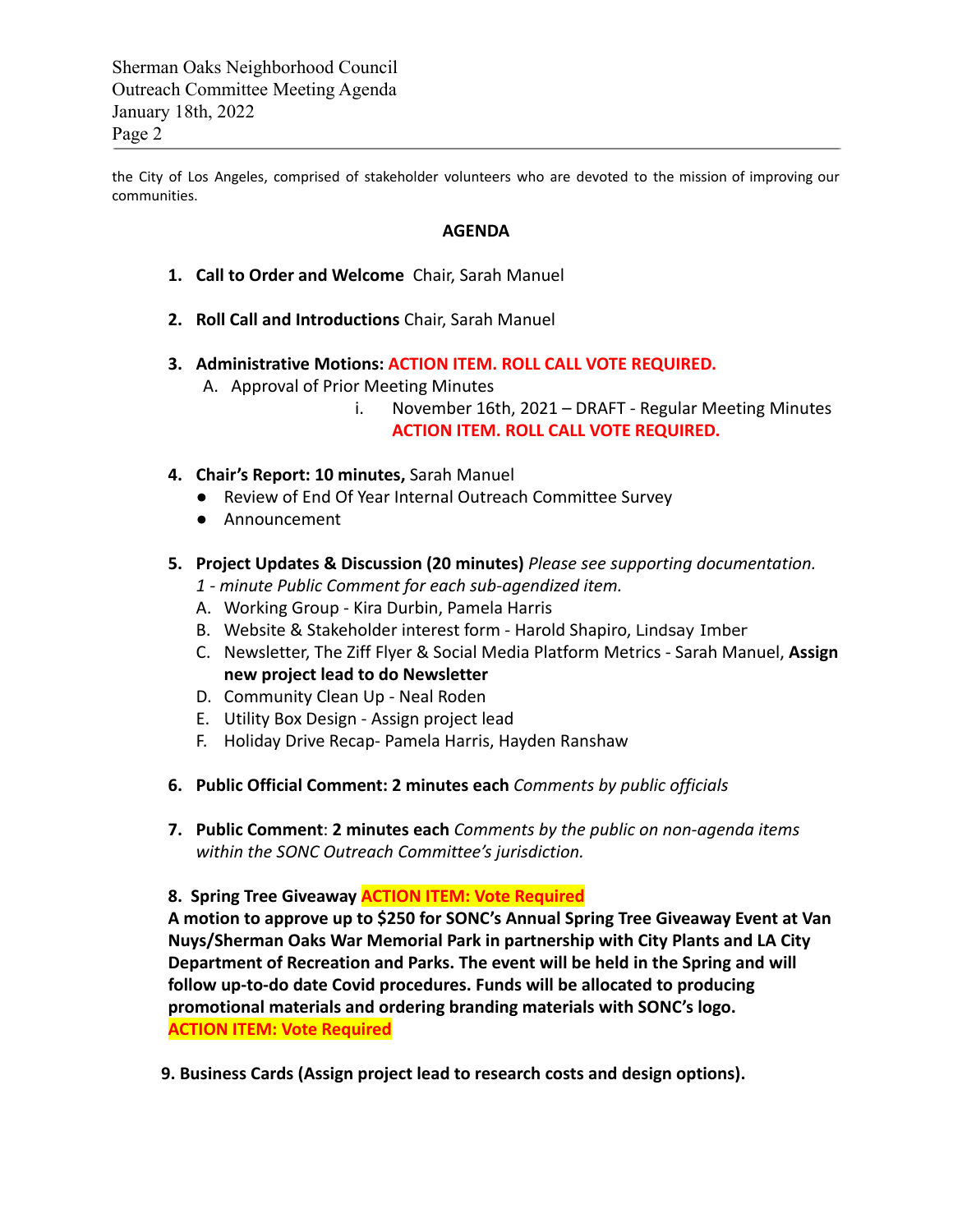the City of Los Angeles, comprised of stakeholder volunteers who are devoted to the mission of improving our communities.

## AGENDA

1. **Call to Order and Welcome** Chair, Sarah Manuel

2. **Roll Call and Introductions** Chair, Sarah Manuel

3. **Administrative Motions: ACTION ITEM. ROLL CALL VOTE REQUIRED.**
   A. Approval of Prior Meeting Minutes
      i. November 16th, 2021 – DRAFT - Regular Meeting Minutes **ACTION ITEM. ROLL CALL VOTE REQUIRED.**

4. **Chair's Report: 10 minutes,** Sarah Manuel
   - Review of End Of Year Internal Outreach Committee Survey
   - Announcement

5. **Project Updates & Discussion (20 minutes)** *Please see supporting documentation. 1 - minute Public Comment for each sub-agendized item.*
   A. Working Group - Kira Durbin, Pamela Harris
   B. Website & Stakeholder interest form - Harold Shapiro, Lindsay Imber
   C. Newsletter, The Ziff Flyer & Social Media Platform Metrics - Sarah Manuel, **Assign new project lead to do Newsletter**
   D. Community Clean Up - Neal Roden
   E. Utility Box Design - Assign project lead
   F. Holiday Drive Recap- Pamela Harris, Hayden Ranshaw

6. **Public Official Comment: 2 minutes each** *Comments by public officials*

7. **Public Comment**: **2 minutes each** *Comments by the public on non-agenda items within the SONC Outreach Committee's jurisdiction.*

8. **Spring Tree Giveaway ACTION ITEM: Vote Required**
   **A motion to approve up to $250 for SONC's Annual Spring Tree Giveaway Event at Van Nuys/Sherman Oaks War Memorial Park in partnership with City Plants and LA City Department of Recreation and Parks. The event will be held in the Spring and will follow up-to-do date Covid procedures. Funds will be allocated to producing promotional materials and ordering branding materials with SONC's logo.**
   **ACTION ITEM: Vote Required**

9. **Business Cards (Assign project lead to research costs and design options).**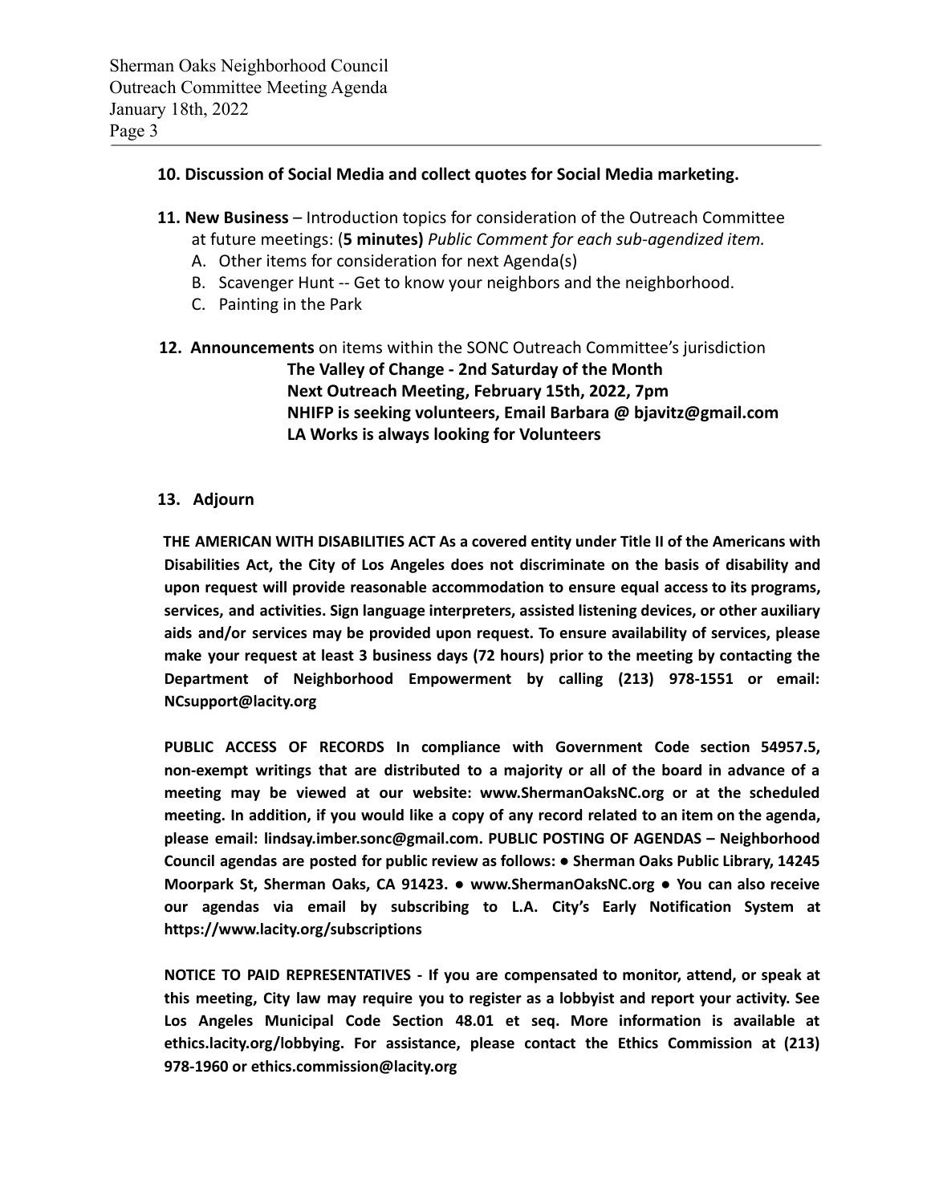**10. Discussion of Social Media and collect quotes for Social Media marketing.**

**11. New Business** – Introduction topics for consideration of the Outreach Committee at future meetings: (**5 minutes)** *Public Comment for each sub-agendized item.*

A. Other items for consideration for next Agenda(s)
B. Scavenger Hunt -- Get to know your neighbors and the neighborhood.
C. Painting in the Park

**12. Announcements** on items within the SONC Outreach Committee's jurisdiction

**The Valley of Change - 2nd Saturday of the Month**
**Next Outreach Meeting, February 15th, 2022, 7pm**
**NHIFP is seeking volunteers, Email Barbara @ bjavitz@gmail.com**
**LA Works is always looking for Volunteers**

**13. Adjourn**

**THE AMERICAN WITH DISABILITIES ACT As a covered entity under Title II of the Americans with Disabilities Act, the City of Los Angeles does not discriminate on the basis of disability and upon request will provide reasonable accommodation to ensure equal access to its programs, services, and activities. Sign language interpreters, assisted listening devices, or other auxiliary aids and/or services may be provided upon request. To ensure availability of services, please make your request at least 3 business days (72 hours) prior to the meeting by contacting the Department of Neighborhood Empowerment by calling (213) 978-1551 or email: NCsupport@lacity.org**

**PUBLIC ACCESS OF RECORDS In compliance with Government Code section 54957.5, non-exempt writings that are distributed to a majority or all of the board in advance of a meeting may be viewed at our website: www.ShermanOaksNC.org or at the scheduled meeting. In addition, if you would like a copy of any record related to an item on the agenda, please email: lindsay.imber.sonc@gmail.com. PUBLIC POSTING OF AGENDAS – Neighborhood Council agendas are posted for public review as follows: ● Sherman Oaks Public Library, 14245 Moorpark St, Sherman Oaks, CA 91423. ● www.ShermanOaksNC.org ● You can also receive our agendas via email by subscribing to L.A. City's Early Notification System at https://www.lacity.org/subscriptions**

**NOTICE TO PAID REPRESENTATIVES - If you are compensated to monitor, attend, or speak at this meeting, City law may require you to register as a lobbyist and report your activity. See Los Angeles Municipal Code Section 48.01 et seq. More information is available at ethics.lacity.org/lobbying. For assistance, please contact the Ethics Commission at (213) 978-1960 or ethics.commission@lacity.org**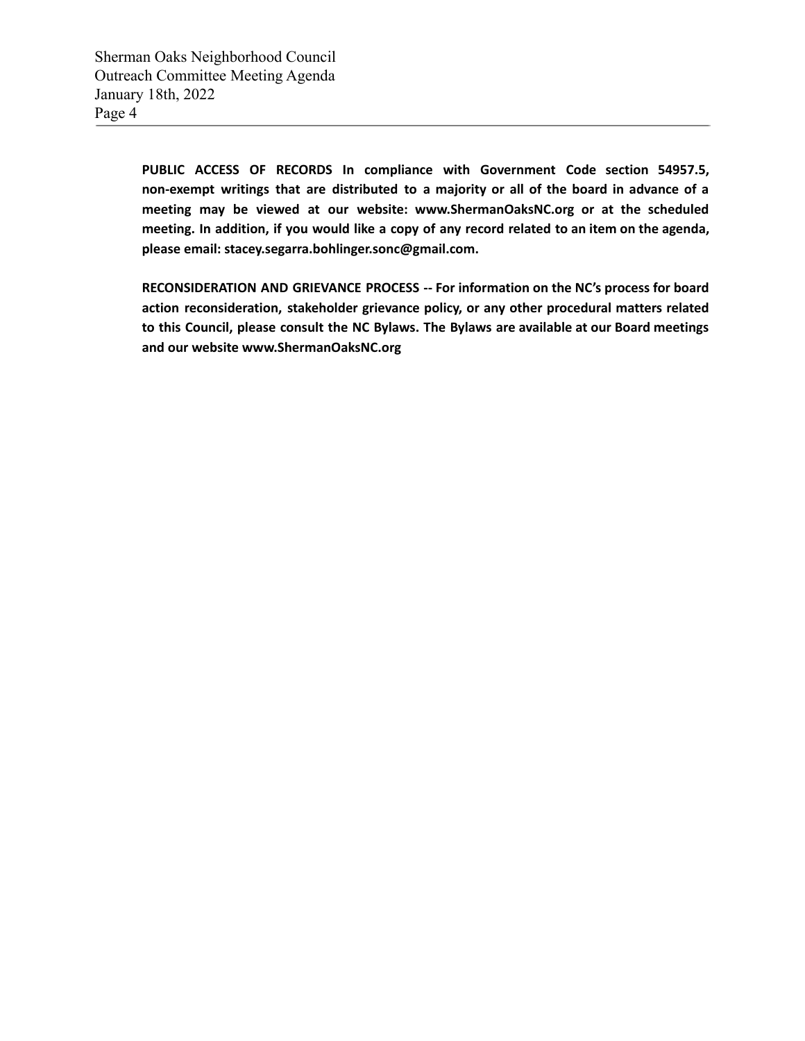**PUBLIC ACCESS OF RECORDS In compliance with Government Code section 54957.5, non-exempt writings that are distributed to a majority or all of the board in advance of a meeting may be viewed at our website: www.ShermanOaksNC.org or at the scheduled meeting. In addition, if you would like a copy of any record related to an item on the agenda, please email: stacey.segarra.bohlinger.sonc@gmail.com.**

**RECONSIDERATION AND GRIEVANCE PROCESS -- For information on the NC's process for board action reconsideration, stakeholder grievance policy, or any other procedural matters related to this Council, please consult the NC Bylaws. The Bylaws are available at our Board meetings and our website www.ShermanOaksNC.org**